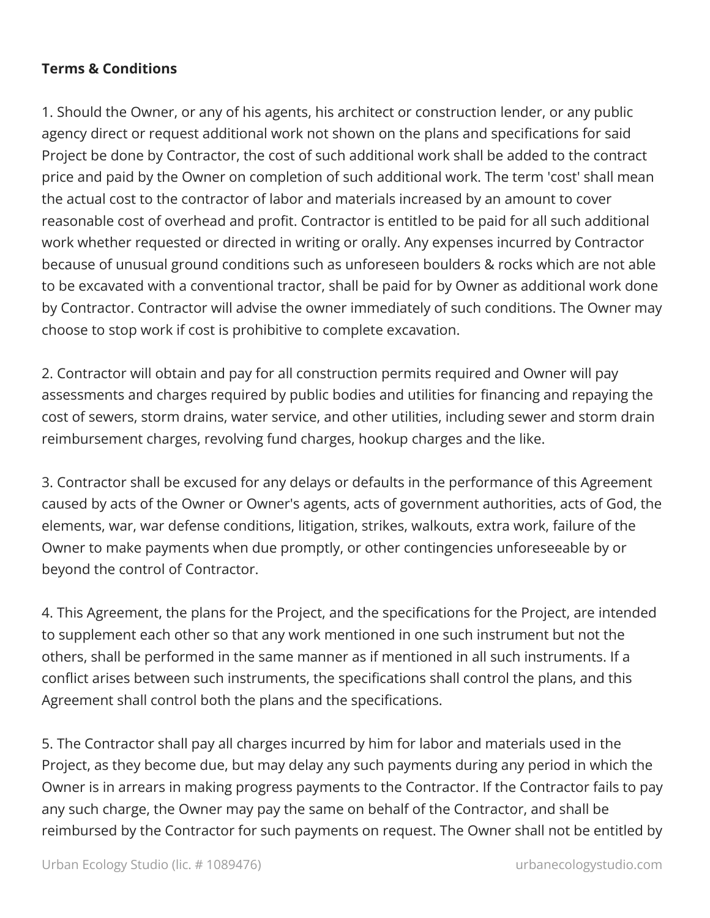**Terms & Conditions**

1. Should the Owner, or any of his agents, his architect or construction lender, or any public agency direct or request additional work not shown on the plans and specifications for said Project be done by Contractor, the cost of such additional work shall be added to the contract price and paid by the Owner on completion of such additional work. The term 'cost' shall mean the actual cost to the contractor of labor and materials increased by an amount to cover reasonable cost of overhead and profit. Contractor is entitled to be paid for all such additional work whether requested or directed in writing or orally. Any expenses incurred by Contractor because of unusual ground conditions such as unforeseen boulders & rocks which are not able to be excavated with a conventional tractor, shall be paid for by Owner as additional work done by Contractor. Contractor will advise the owner immediately of such conditions. The Owner may choose to stop work if cost is prohibitive to complete excavation.

2. Contractor will obtain and pay for all construction permits required and Owner will pay assessments and charges required by public bodies and utilities for financing and repaying the cost of sewers, storm drains, water service, and other utilities, including sewer and storm drain reimbursement charges, revolving fund charges, hookup charges and the like.

3. Contractor shall be excused for any delays or defaults in the performance of this Agreement caused by acts of the Owner or Owner's agents, acts of government authorities, acts of God, the elements, war, war defense conditions, litigation, strikes, walkouts, extra work, failure of the Owner to make payments when due promptly, or other contingencies unforeseeable by or beyond the control of Contractor.

4. This Agreement, the plans for the Project, and the specifications for the Project, are intended to supplement each other so that any work mentioned in one such instrument but not the others, shall be performed in the same manner as if mentioned in all such instruments. If a conflict arises between such instruments, the specifications shall control the plans, and this Agreement shall control both the plans and the specifications.

5. The Contractor shall pay all charges incurred by him for labor and materials used in the Project, as they become due, but may delay any such payments during any period in which the Owner is in arrears in making progress payments to the Contractor. If the Contractor fails to pay any such charge, the Owner may pay the same on behalf of the Contractor, and shall be reimbursed by the Contractor for such payments on request. The Owner shall not be entitled by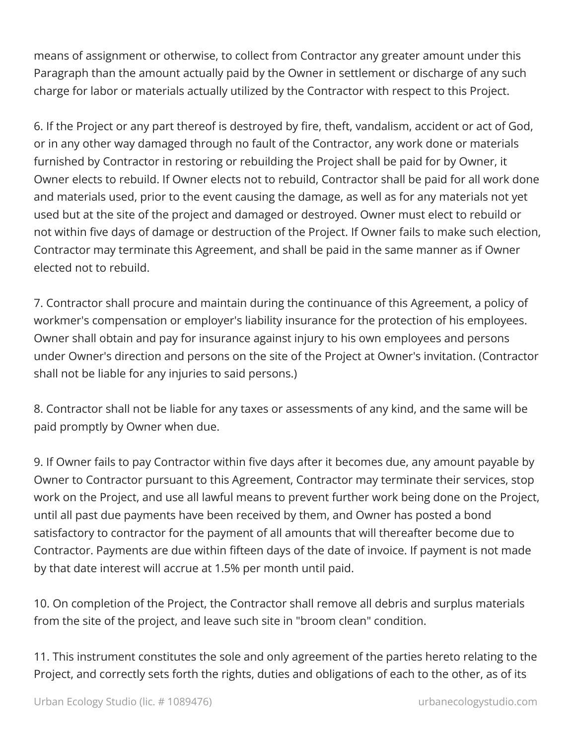means of assignment or otherwise, to collect from Contractor any greater amount under this Paragraph than the amount actually paid by the Owner in settlement or discharge of any such charge for labor or materials actually utilized by the Contractor with respect to this Project.

6. If the Project or any part thereof is destroyed by fire, theft, vandalism, accident or act of God, or in any other way damaged through no fault of the Contractor, any work done or materials furnished by Contractor in restoring or rebuilding the Project shall be paid for by Owner, it Owner elects to rebuild. If Owner elects not to rebuild, Contractor shall be paid for all work done and materials used, prior to the event causing the damage, as well as for any materials not yet used but at the site of the project and damaged or destroyed. Owner must elect to rebuild or not within five days of damage or destruction of the Project. If Owner fails to make such election, Contractor may terminate this Agreement, and shall be paid in the same manner as if Owner elected not to rebuild.

7. Contractor shall procure and maintain during the continuance of this Agreement, a policy of workmer's compensation or employer's liability insurance for the protection of his employees. Owner shall obtain and pay for insurance against injury to his own employees and persons under Owner's direction and persons on the site of the Project at Owner's invitation. (Contractor shall not be liable for any injuries to said persons.)

8. Contractor shall not be liable for any taxes or assessments of any kind, and the same will be paid promptly by Owner when due.

9. If Owner fails to pay Contractor within five days after it becomes due, any amount payable by Owner to Contractor pursuant to this Agreement, Contractor may terminate their services, stop work on the Project, and use all lawful means to prevent further work being done on the Project, until all past due payments have been received by them, and Owner has posted a bond satisfactory to contractor for the payment of all amounts that will thereafter become due to Contractor. Payments are due within fifteen days of the date of invoice. If payment is not made by that date interest will accrue at 1.5% per month until paid.

10. On completion of the Project, the Contractor shall remove all debris and surplus materials from the site of the project, and leave such site in "broom clean" condition.

11. This instrument constitutes the sole and only agreement of the parties hereto relating to the Project, and correctly sets forth the rights, duties and obligations of each to the other, as of its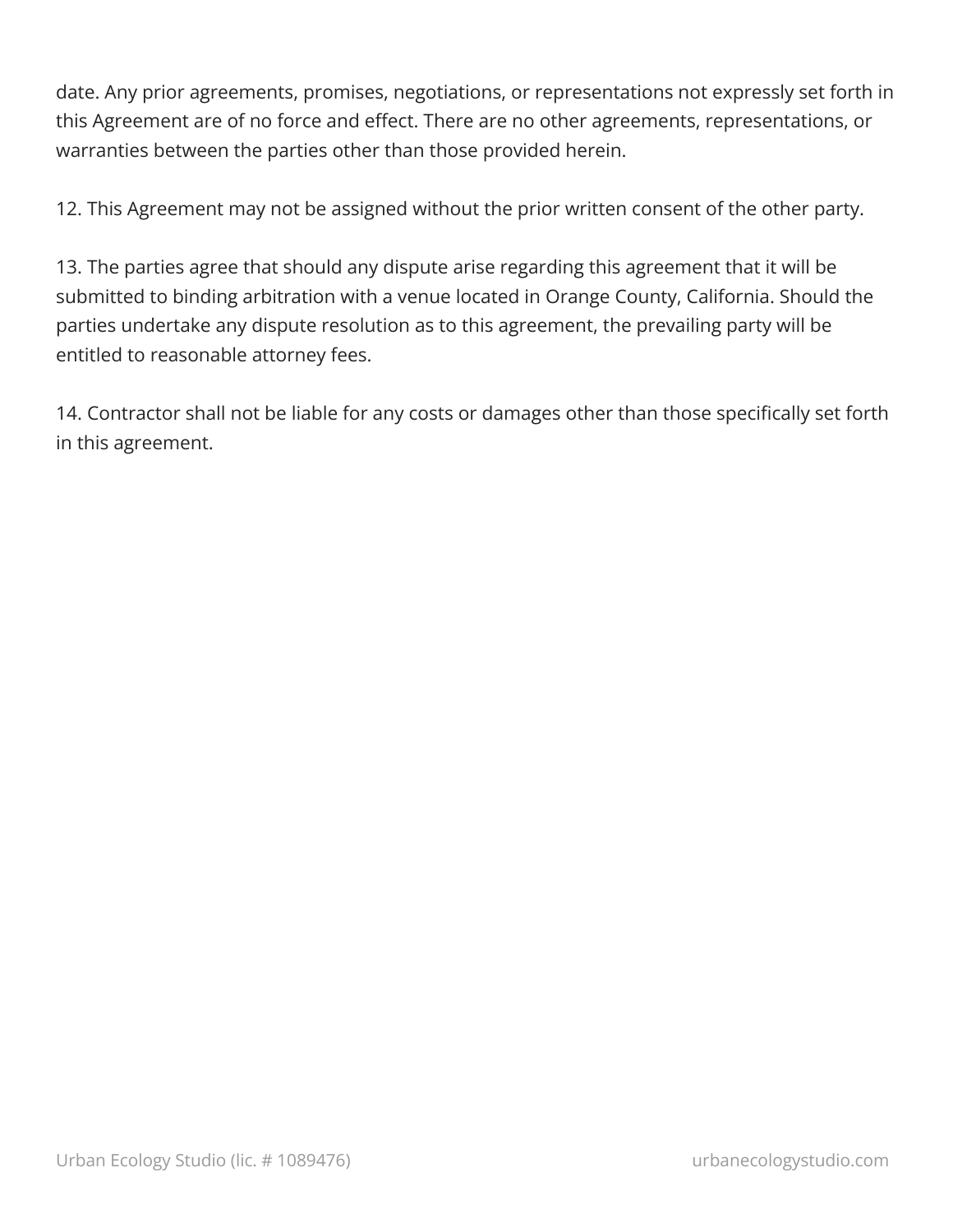date. Any prior agreements, promises, negotiations, or representations not expressly set forth in this Agreement are of no force and effect. There are no other agreements, representations, or warranties between the parties other than those provided herein.

12. This Agreement may not be assigned without the prior written consent of the other party.

13. The parties agree that should any dispute arise regarding this agreement that it will be submitted to binding arbitration with a venue located in Orange County, California. Should the parties undertake any dispute resolution as to this agreement, the prevailing party will be entitled to reasonable attorney fees.

14. Contractor shall not be liable for any costs or damages other than those specifically set forth in this agreement.